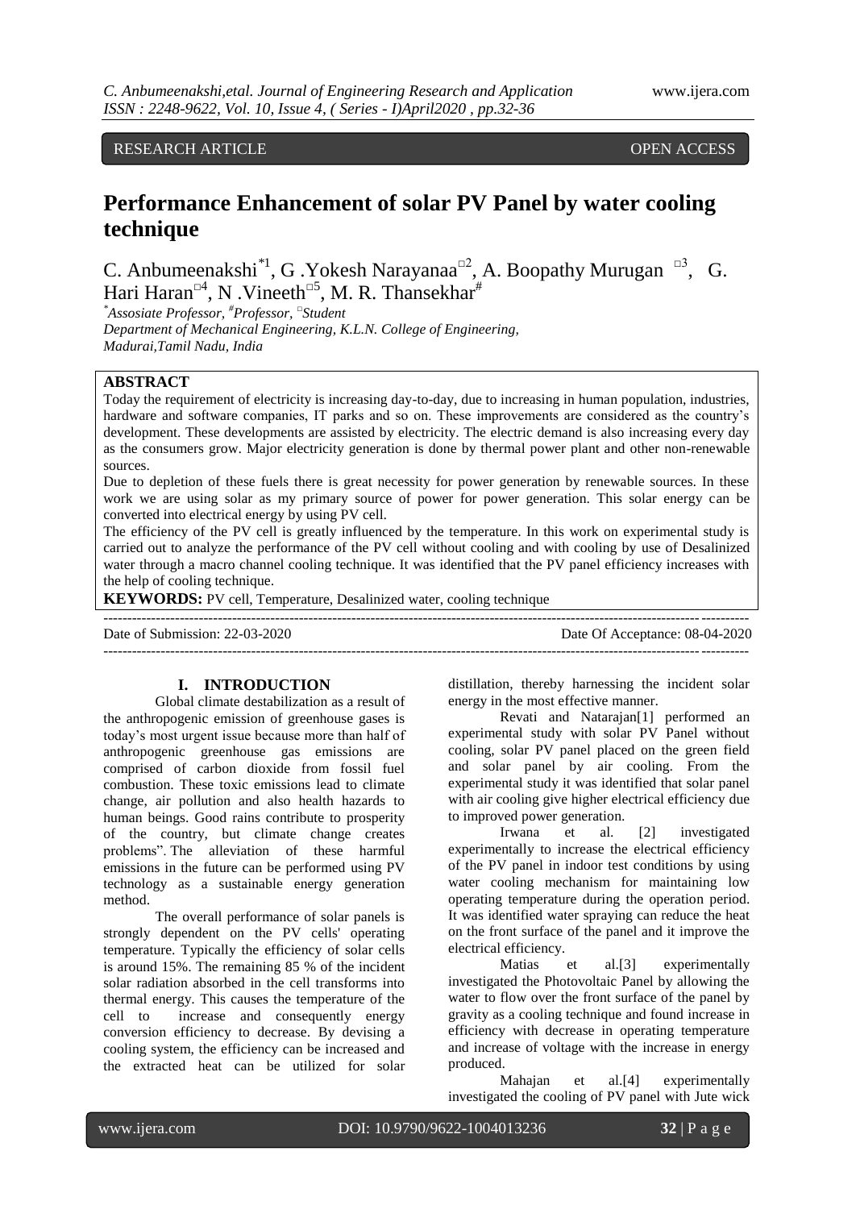RESEARCH ARTICLE OPEN ACCESS

# Performance Enhancement of solar PV Panel by water cooling technique

C. Anbumeenakshi[*1], G .Yokesh Narayanaa[□2], A. Boopathy Murugan [□3], G. Hari Haran[□4], N .Vineeth[□5], M. R. Thansekhar[#]

[*]*Assosiate Professor,* [#]*Professor,* [□]*Student*
*Department of Mechanical Engineering, K.L.N. College of Engineering, Madurai,Tamil Nadu, India*

## ABSTRACT

Today the requirement of electricity is increasing day-to-day, due to increasing in human population, industries, hardware and software companies, IT parks and so on. These improvements are considered as the country's development. These developments are assisted by electricity. The electric demand is also increasing every day as the consumers grow. Major electricity generation is done by thermal power plant and other non-renewable sources.

Due to depletion of these fuels there is great necessity for power generation by renewable sources. In these work we are using solar as my primary source of power for power generation. This solar energy can be converted into electrical energy by using PV cell.

The efficiency of the PV cell is greatly influenced by the temperature. In this work on experimental study is carried out to analyze the performance of the PV cell without cooling and with cooling by use of Desalinized water through a macro channel cooling technique. It was identified that the PV panel efficiency increases with the help of cooling technique.

**KEYWORDS:** PV cell, Temperature, Desalinized water, cooling technique

Date of Submission: 22-03-2020 Date Of Acceptance: 08-04-2020

## I. INTRODUCTION

Global climate destabilization as a result of the anthropogenic emission of greenhouse gases is today's most urgent issue because more than half of anthropogenic greenhouse gas emissions are comprised of carbon dioxide from fossil fuel combustion. These toxic emissions lead to climate change, air pollution and also health hazards to human beings. Good rains contribute to prosperity of the country, but climate change creates problems". The alleviation of these harmful emissions in the future can be performed using PV technology as a sustainable energy generation method.

The overall performance of solar panels is strongly dependent on the PV cells' operating temperature. Typically the efficiency of solar cells is around 15%. The remaining 85 % of the incident solar radiation absorbed in the cell transforms into thermal energy. This causes the temperature of the cell to increase and consequently energy conversion efficiency to decrease. By devising a cooling system, the efficiency can be increased and the extracted heat can be utilized for solar distillation, thereby harnessing the incident solar energy in the most effective manner.

Revati and Natarajan[1] performed an experimental study with solar PV Panel without cooling, solar PV panel placed on the green field and solar panel by air cooling. From the experimental study it was identified that solar panel with air cooling give higher electrical efficiency due to improved power generation.

Irwana et al. [2] investigated experimentally to increase the electrical efficiency of the PV panel in indoor test conditions by using water cooling mechanism for maintaining low operating temperature during the operation period. It was identified water spraying can reduce the heat on the front surface of the panel and it improve the electrical efficiency.

Matias et al.[3] experimentally investigated the Photovoltaic Panel by allowing the water to flow over the front surface of the panel by gravity as a cooling technique and found increase in efficiency with decrease in operating temperature and increase of voltage with the increase in energy produced.

Mahajan et al.[4] experimentally investigated the cooling of PV panel with Jute wick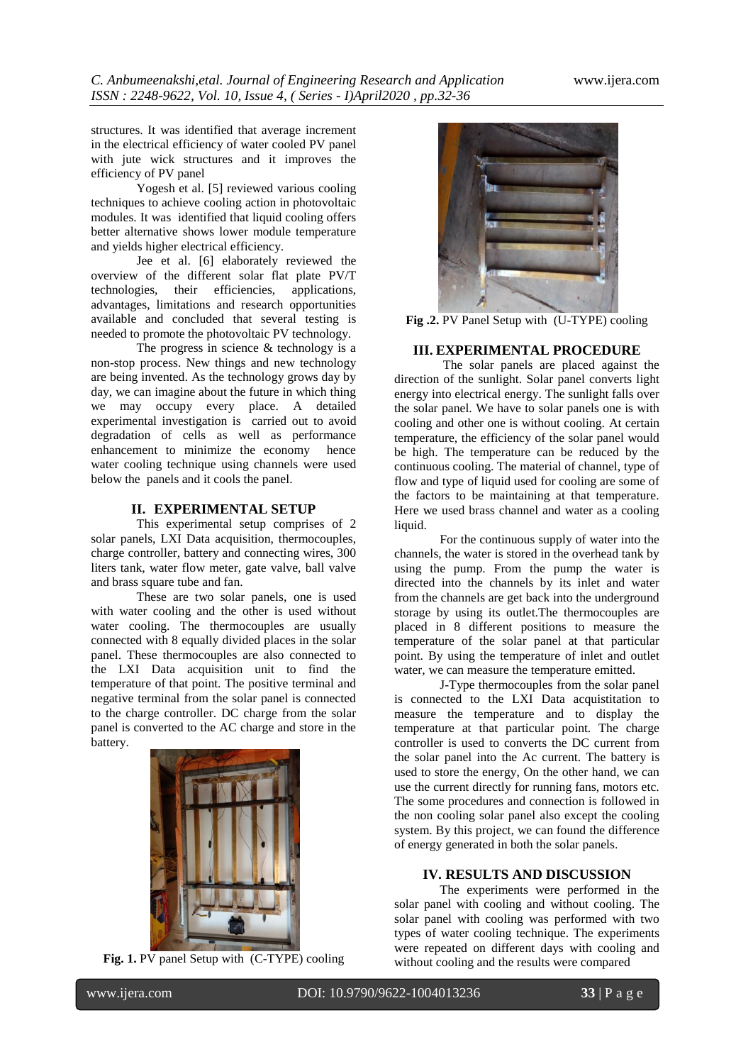structures. It was identified that average increment in the electrical efficiency of water cooled PV panel with jute wick structures and it improves the efficiency of PV panel

Yogesh et al. [5] reviewed various cooling techniques to achieve cooling action in photovoltaic modules. It was identified that liquid cooling offers better alternative shows lower module temperature and yields higher electrical efficiency.

Jee et al. [6] elaborately reviewed the overview of the different solar flat plate PV/T technologies, their efficiencies, applications, advantages, limitations and research opportunities available and concluded that several testing is needed to promote the photovoltaic PV technology.

The progress in science & technology is a non-stop process. New things and new technology are being invented. As the technology grows day by day, we can imagine about the future in which thing we may occupy every place. A detailed experimental investigation is carried out to avoid degradation of cells as well as performance enhancement to minimize the economy hence water cooling technique using channels were used below the panels and it cools the panel.

## II. EXPERIMENTAL SETUP

This experimental setup comprises of 2 solar panels, LXI Data acquisition, thermocouples, charge controller, battery and connecting wires, 300 liters tank, water flow meter, gate valve, ball valve and brass square tube and fan.

These are two solar panels, one is used with water cooling and the other is used without water cooling. The thermocouples are usually connected with 8 equally divided places in the solar panel. These thermocouples are also connected to the LXI Data acquisition unit to find the temperature of that point. The positive terminal and negative terminal from the solar panel is connected to the charge controller. DC charge from the solar panel is converted to the AC charge and store in the battery.

**Fig. 1.** PV panel Setup with (C-TYPE) cooling

**Fig .2.** PV Panel Setup with (U-TYPE) cooling

## III. EXPERIMENTAL PROCEDURE

The solar panels are placed against the direction of the sunlight. Solar panel converts light energy into electrical energy. The sunlight falls over the solar panel. We have to solar panels one is with cooling and other one is without cooling. At certain temperature, the efficiency of the solar panel would be high. The temperature can be reduced by the continuous cooling. The material of channel, type of flow and type of liquid used for cooling are some of the factors to be maintaining at that temperature. Here we used brass channel and water as a cooling liquid.

For the continuous supply of water into the channels, the water is stored in the overhead tank by using the pump. From the pump the water is directed into the channels by its inlet and water from the channels are get back into the underground storage by using its outlet.The thermocouples are placed in 8 different positions to measure the temperature of the solar panel at that particular point. By using the temperature of inlet and outlet water, we can measure the temperature emitted.

J-Type thermocouples from the solar panel is connected to the LXI Data acquistitation to measure the temperature and to display the temperature at that particular point. The charge controller is used to converts the DC current from the solar panel into the Ac current. The battery is used to store the energy, On the other hand, we can use the current directly for running fans, motors etc. The some procedures and connection is followed in the non cooling solar panel also except the cooling system. By this project, we can found the difference of energy generated in both the solar panels.

## IV. RESULTS AND DISCUSSION

The experiments were performed in the solar panel with cooling and without cooling. The solar panel with cooling was performed with two types of water cooling technique. The experiments were repeated on different days with cooling and without cooling and the results were compared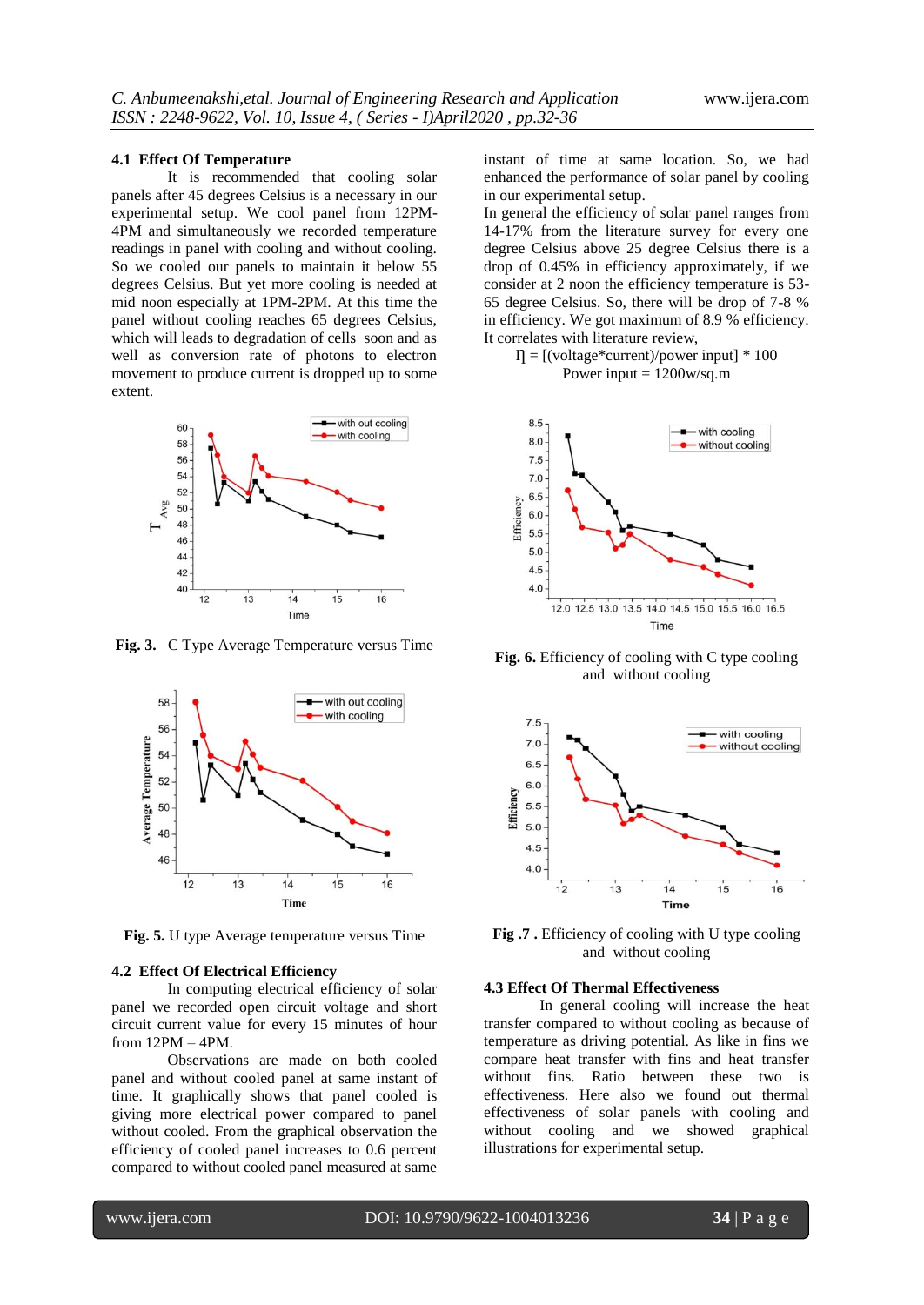### 4.1 Effect Of Temperature

It is recommended that cooling solar panels after 45 degrees Celsius is a necessary in our experimental setup. We cool panel from 12PM-4PM and simultaneously we recorded temperature readings in panel with cooling and without cooling. So we cooled our panels to maintain it below 55 degrees Celsius. But yet more cooling is needed at mid noon especially at 1PM-2PM. At this time the panel without cooling reaches 65 degrees Celsius, which will leads to degradation of cells soon and as well as conversion rate of photons to electron movement to produce current is dropped up to some extent.

T Avg
60
58
56
54
52
50
48
46
44
42
40
12
13
14
15
16
Time
with out cooling
with cooling

**Fig. 3.** C Type Average Temperature versus Time

Average Temperature
58
56
54
52
50
48
46
12
13
14
15
16
Time
with out cooling
with cooling

**Fig. 5.** U type Average temperature versus Time

### 4.2 Effect Of Electrical Efficiency

In computing electrical efficiency of solar panel we recorded open circuit voltage and short circuit current value for every 15 minutes of hour from 12PM – 4PM.

Observations are made on both cooled panel and without cooled panel at same instant of time. It graphically shows that panel cooled is giving more electrical power compared to panel without cooled. From the graphical observation the efficiency of cooled panel increases to 0.6 percent compared to without cooled panel measured at same instant of time at same location. So, we had enhanced the performance of solar panel by cooling in our experimental setup.

In general the efficiency of solar panel ranges from 14-17% from the literature survey for every one degree Celsius above 25 degree Celsius there is a drop of 0.45% in efficiency approximately, if we consider at 2 noon the efficiency temperature is 53-65 degree Celsius. So, there will be drop of 7-8 % in efficiency. We got maximum of 8.9 % efficiency. It correlates with literature review,

$$\eta = [(\text{voltage}*\text{current})/\text{power input}] * 100$$

Power input = 1200w/sq.m

Efficiency
8.5
8.0
7.5
7.0
6.5
6.0
5.5
5.0
4.5
4.0
12.0 12.5 13.0 13.5 14.0 14.5 15.0 15.5 16.0 16.5
Time
with cooling
without cooling

**Fig. 6.** Efficiency of cooling with C type cooling and without cooling

Efficiency
7.5
7.0
6.5
6.0
5.5
5.0
4.5
4.0
12
13
14
15
16
Time
with cooling
without cooling

**Fig .7 .** Efficiency of cooling with U type cooling and without cooling

### 4.3 Effect Of Thermal Effectiveness

In general cooling will increase the heat transfer compared to without cooling as because of temperature as driving potential. As like in fins we compare heat transfer with fins and heat transfer without fins. Ratio between these two is effectiveness. Here also we found out thermal effectiveness of solar panels with cooling and without cooling and we showed graphical illustrations for experimental setup.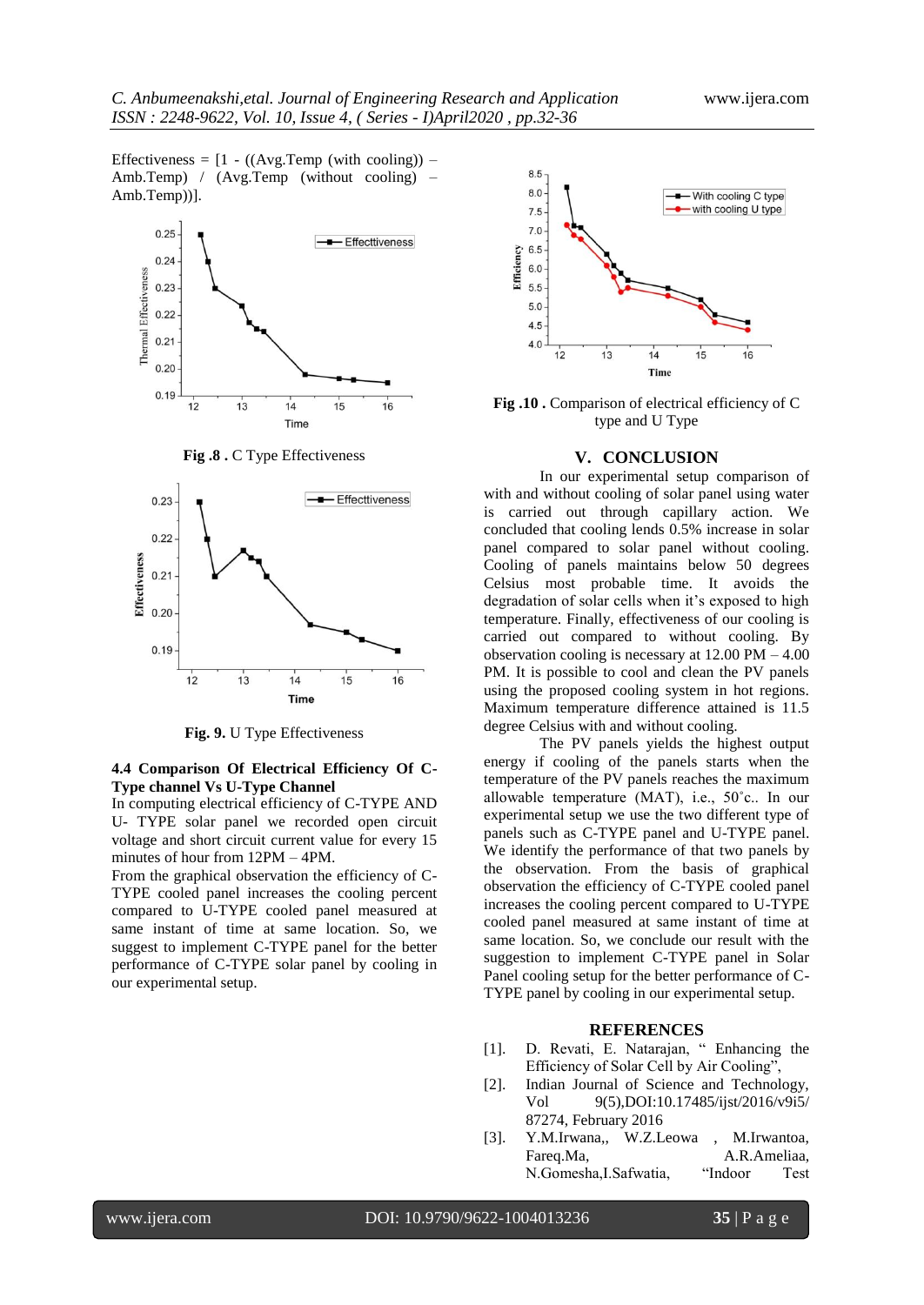Effectiveness = [1 - ((Avg.Temp (with cooling)) – Amb.Temp) / (Avg.Temp (without cooling) – Amb.Temp))].

Thermal Effectiveness
0.25
0.24
0.23
0.22
0.21
0.20
0.19
12 13 14 15 16
Time
Effecttiveness

**Fig .8 .** C Type Effectiveness

Effectiveness
0.23
0.22
0.21
0.20
0.19
12 13 14 15 16
Time
Effecttiveness

**Fig. 9.** U Type Effectiveness

**4.4 Comparison Of Electrical Efficiency Of C-Type channel Vs U-Type Channel**

In computing electrical efficiency of C-TYPE AND U- TYPE solar panel we recorded open circuit voltage and short circuit current value for every 15 minutes of hour from 12PM – 4PM.

From the graphical observation the efficiency of C-TYPE cooled panel increases the cooling percent compared to U-TYPE cooled panel measured at same instant of time at same location. So, we suggest to implement C-TYPE panel for the better performance of C-TYPE solar panel by cooling in our experimental setup.

Efficiency
8.5
8.0
7.5
7.0
6.5
6.0
5.5
5.0
4.5
4.0
12 13 14 15 16
Time
With cooling C type
with cooling U type

**Fig .10 .** Comparison of electrical efficiency of C type and U Type

## V. CONCLUSION

In our experimental setup comparison of with and without cooling of solar panel using water is carried out through capillary action. We concluded that cooling lends 0.5% increase in solar panel compared to solar panel without cooling. Cooling of panels maintains below 50 degrees Celsius most probable time. It avoids the degradation of solar cells when it's exposed to high temperature. Finally, effectiveness of our cooling is carried out compared to without cooling. By observation cooling is necessary at 12.00 PM – 4.00 PM. It is possible to cool and clean the PV panels using the proposed cooling system in hot regions. Maximum temperature difference attained is 11.5 degree Celsius with and without cooling.

The PV panels yields the highest output energy if cooling of the panels starts when the temperature of the PV panels reaches the maximum allowable temperature (MAT), i.e., 50˚c.. In our experimental setup we use the two different type of panels such as C-TYPE panel and U-TYPE panel. We identify the performance of that two panels by the observation. From the basis of graphical observation the efficiency of C-TYPE cooled panel increases the cooling percent compared to U-TYPE cooled panel measured at same instant of time at same location. So, we conclude our result with the suggestion to implement C-TYPE panel in Solar Panel cooling setup for the better performance of C-TYPE panel by cooling in our experimental setup.

## REFERENCES

[1]. D. Revati, E. Natarajan, " Enhancing the Efficiency of Solar Cell by Air Cooling",

[2]. Indian Journal of Science and Technology, Vol 9(5),DOI:10.17485/ijst/2016/v9i5/87274, February 2016

[3]. Y.M.Irwana,, W.Z.Leowa , M.Irwantoa, Fareq.Ma, A.R.Ameliaa, N.Gomesha,I.Safwatia, "Indoor Test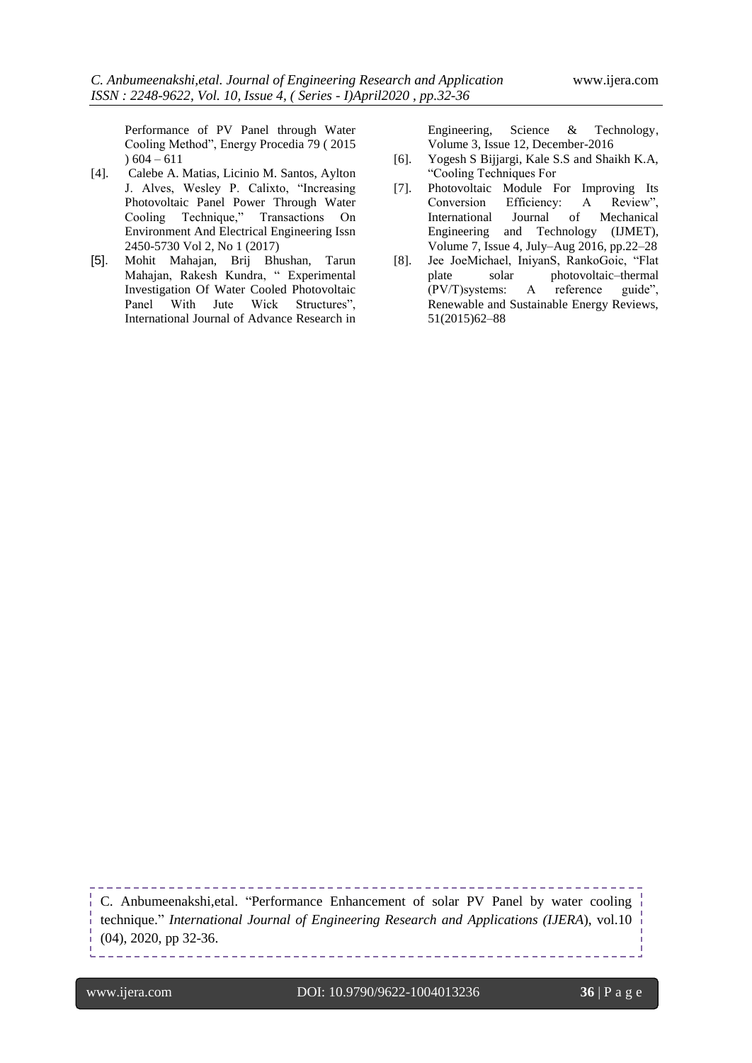Performance of PV Panel through Water Cooling Method", Energy Procedia 79 ( 2015 ) 604 – 611

[4]. Calebe A. Matias, Licinio M. Santos, Aylton J. Alves, Wesley P. Calixto, "Increasing Photovoltaic Panel Power Through Water Cooling Technique," Transactions On Environment And Electrical Engineering Issn 2450-5730 Vol 2, No 1 (2017)

[5]. Mohit Mahajan, Brij Bhushan, Tarun Mahajan, Rakesh Kundra, " Experimental Investigation Of Water Cooled Photovoltaic Panel With Jute Wick Structures", International Journal of Advance Research in Engineering, Science & Technology, Volume 3, Issue 12, December-2016

[6]. Yogesh S Bijjargi, Kale S.S and Shaikh K.A, "Cooling Techniques For

[7]. Photovoltaic Module For Improving Its Conversion Efficiency: A Review", International Journal of Mechanical Engineering and Technology (IJMET), Volume 7, Issue 4, July–Aug 2016, pp.22–28

[8]. Jee JoeMichael, IniyanS, RankoGoic, "Flat plate solar photovoltaic–thermal (PV/T)systems: A reference guide", Renewable and Sustainable Energy Reviews, 51(2015)62–88

C. Anbumeenakshi,etal. "Performance Enhancement of solar PV Panel by water cooling technique." *International Journal of Engineering Research and Applications (IJERA*), vol.10 (04), 2020, pp 32-36.